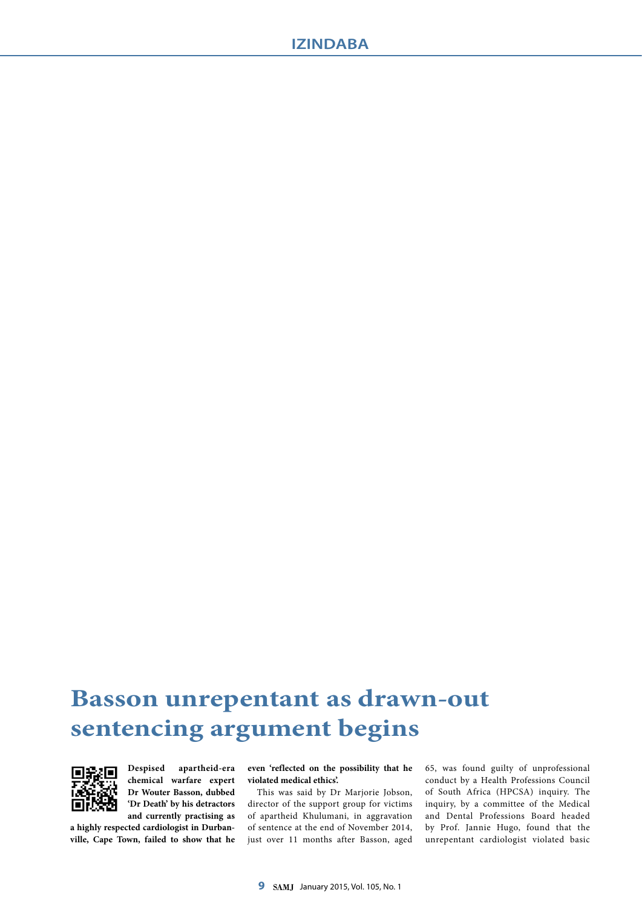# Basson unrepentant as drawn-out sentencing argument begins

**Despised apartheid-era chemical warfare expert Dr Wouter Basson, dubbed 'Dr Death' by his detractors and currently practising as a highly respected cardiologist in Durbanville, Cape Town, failed to show that he even 'reflected on the possibility that he violated medical ethics'.**

This was said by Dr Marjorie Jobson, director of the support group for victims of apartheid Khulumani, in aggravation of sentence at the end of November 2014, just over 11 months after Basson, aged 65, was found guilty of unprofessional conduct by a Health Professions Council of South Africa (HPCSA) inquiry. The inquiry, by a committee of the Medical and Dental Professions Board headed by Prof. Jannie Hugo, found that the unrepentant cardiologist violated basic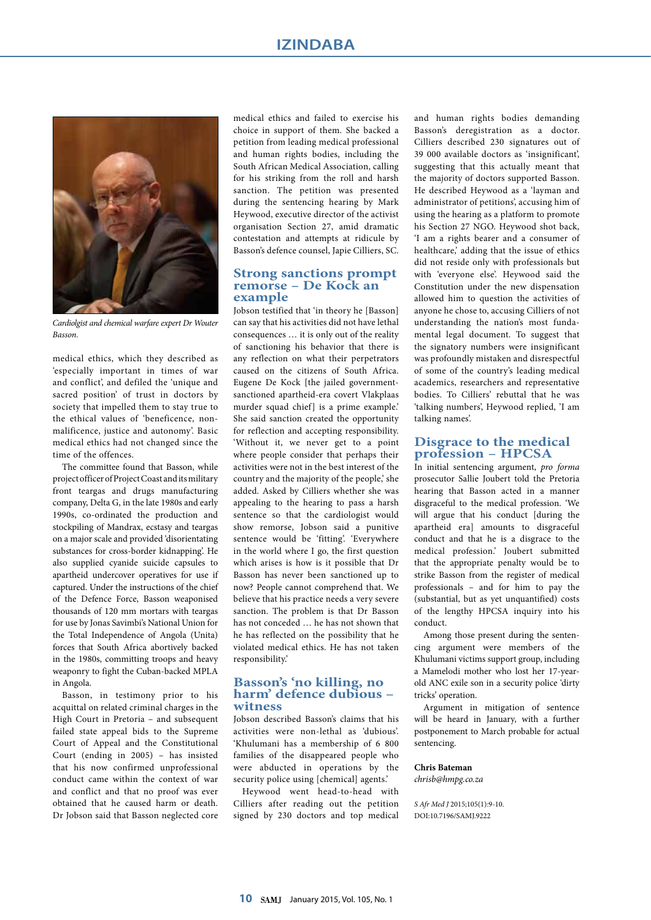Cardiolgist and chemical warfare expert Dr Wouter Basson.

medical ethics, which they described as 'especially important in times of war and conflict', and defiled the 'unique and sacred position' of trust in doctors by society that impelled them to stay true to the ethical values of 'beneficence, non-malificence, justice and autonomy'. Basic medical ethics had not changed since the time of the offences.

The committee found that Basson, while project officer of Project Coast and its military front teargas and drugs manufacturing company, Delta G, in the late 1980s and early 1990s, co-ordinated the production and stockpiling of Mandrax, ecstasy and teargas on a major scale and provided 'disorientating substances for cross-border kidnapping'. He also supplied cyanide suicide capsules to apartheid undercover operatives for use if captured. Under the instructions of the chief of the Defence Force, Basson weaponised thousands of 120 mm mortars with teargas for use by Jonas Savimbi's National Union for the Total Independence of Angola (Unita) forces that South Africa abortively backed in the 1980s, committing troops and heavy weaponry to fight the Cuban-backed MPLA in Angola.

Basson, in testimony prior to his acquittal on related criminal charges in the High Court in Pretoria – and subsequent failed state appeal bids to the Supreme Court of Appeal and the Constitutional Court (ending in 2005) – has insisted that his now confirmed unprofessional conduct came within the context of war and conflict and that no proof was ever obtained that he caused harm or death. Dr Jobson said that Basson neglected core medical ethics and failed to exercise his choice in support of them. She backed a petition from leading medical professional and human rights bodies, including the South African Medical Association, calling for his striking from the roll and harsh sanction. The petition was presented during the sentencing hearing by Mark Heywood, executive director of the activist organisation Section 27, amid dramatic contestation and attempts at ridicule by Basson's defence counsel, Japie Cilliers, SC.

## Strong sanctions prompt remorse – De Kock an example

Jobson testified that 'in theory he [Basson] can say that his activities did not have lethal consequences … it is only out of the reality of sanctioning his behavior that there is any reflection on what their perpetrators caused on the citizens of South Africa. Eugene De Kock [the jailed government-sanctioned apartheid-era covert Vlakplaas murder squad chief] is a prime example.' She said sanction created the opportunity for reflection and accepting responsibility. 'Without it, we never get to a point where people consider that perhaps their activities were not in the best interest of the country and the majority of the people,' she added. Asked by Cilliers whether she was appealing to the hearing to pass a harsh sentence so that the cardiologist would show remorse, Jobson said a punitive sentence would be 'fitting'. 'Everywhere in the world where I go, the first question which arises is how is it possible that Dr Basson has never been sanctioned up to now? People cannot comprehend that. We believe that his practice needs a very severe sanction. The problem is that Dr Basson has not conceded … he has not shown that he has reflected on the possibility that he violated medical ethics. He has not taken responsibility.'

## Basson's 'no killing, no harm' defence dubious – witness

Jobson described Basson's claims that his activities were non-lethal as 'dubious'. 'Khulumani has a membership of 6 800 families of the disappeared people who were abducted in operations by the security police using [chemical] agents.'

Heywood went head-to-head with Cilliers after reading out the petition signed by 230 doctors and top medical and human rights bodies demanding Basson's deregistration as a doctor. Cilliers described 230 signatures out of 39 000 available doctors as 'insignificant', suggesting that this actually meant that the majority of doctors supported Basson. He described Heywood as a 'layman and administrator of petitions', accusing him of using the hearing as a platform to promote his Section 27 NGO. Heywood shot back, 'I am a rights bearer and a consumer of healthcare,' adding that the issue of ethics did not reside only with professionals but with 'everyone else'. Heywood said the Constitution under the new dispensation allowed him to question the activities of anyone he chose to, accusing Cilliers of not understanding the nation's most fundamental legal document. To suggest that the signatory numbers were insignificant was profoundly mistaken and disrespectful of some of the country's leading medical academics, researchers and representative bodies. To Cilliers' rebuttal that he was 'talking numbers', Heywood replied, 'I am talking names'.

## Disgrace to the medical profession – HPCSA

In initial sentencing argument, *pro forma* prosecutor Sallie Joubert told the Pretoria hearing that Basson acted in a manner disgraceful to the medical profession. 'We will argue that his conduct [during the apartheid era] amounts to disgraceful conduct and that he is a disgrace to the medical profession.' Joubert submitted that the appropriate penalty would be to strike Basson from the register of medical professionals – and for him to pay the (substantial, but as yet unquantified) costs of the lengthy HPCSA inquiry into his conduct.

Among those present during the sentencing argument were members of the Khulumani victims support group, including a Mamelodi mother who lost her 17-year-old ANC exile son in a security police 'dirty tricks' operation.

Argument in mitigation of sentence will be heard in January, with a further postponement to March probable for actual sentencing.

**Chris Bateman**
*chrisb@hmpg.co.za*

*S Afr Med J* 2015;105(1):9-10. DOI:10.7196/SAMJ.9222